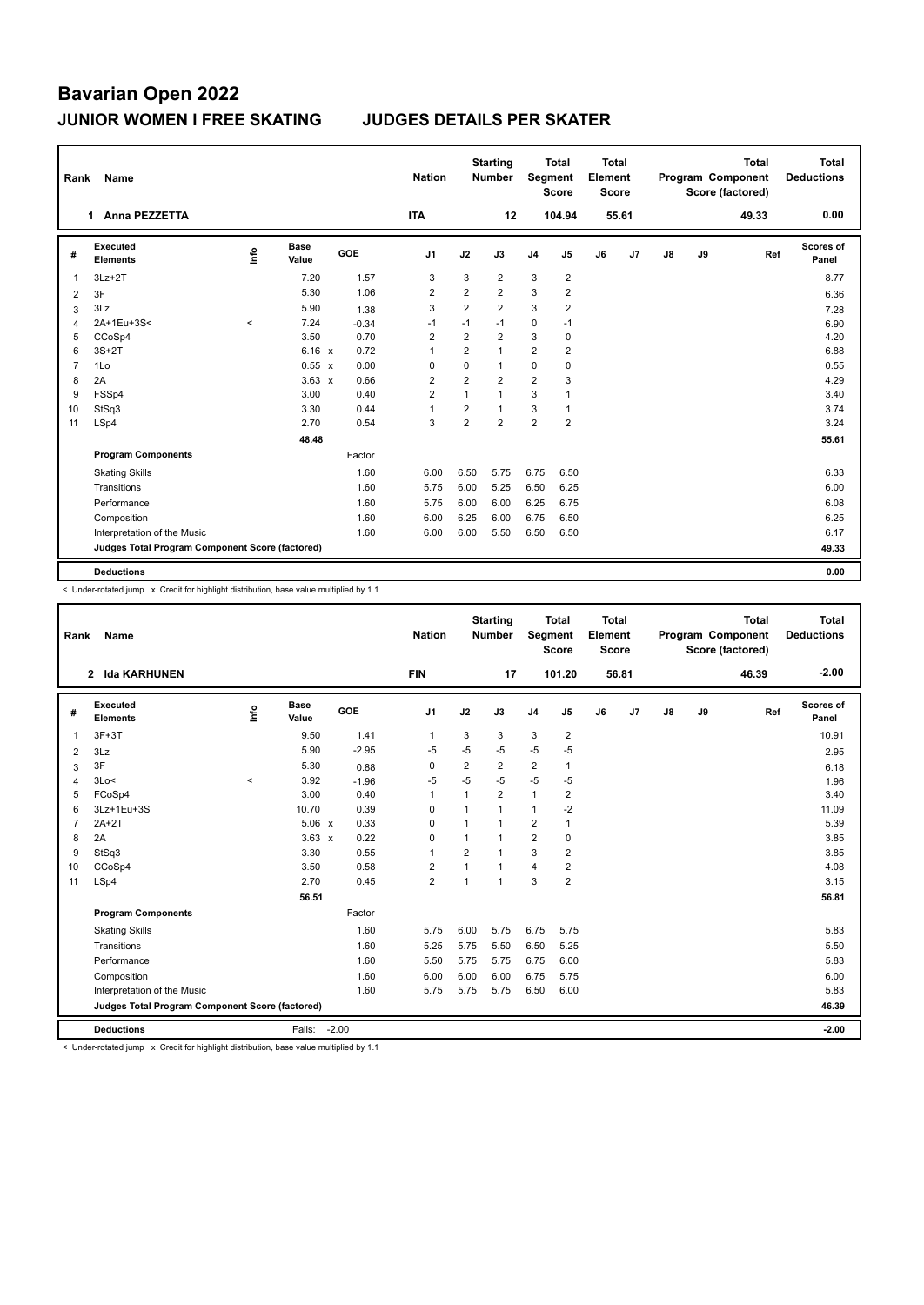# Bavarian Open 2022

## JUNIOR WOMEN I FREE SKATING    JUDGES DETAILS PER SKATER

| Rank | Name | Nation | Starting Number | Total Segment Score | Total Element Score | Total Program Component Score (factored) | Total Deductions |
|---|---|---|---|---|---|---|---|
| 1 | Anna PEZZETTA | ITA | 12 | 104.94 | 55.61 | 49.33 | 0.00 |

| # | Executed Elements | Info | Base Value | | GOE | J1 | J2 | J3 | J4 | J5 | J6 | J7 | J8 | J9 | Ref | Scores of Panel |
|---|---|---|---|---|---|---|---|---|---|---|---|---|---|---|---|---|
| 1 | 3Lz+2T | | 7.20 | | 1.57 | 3 | 3 | 2 | 3 | 2 | | | | | | 8.77 |
| 2 | 3F | | 5.30 | | 1.06 | 2 | 2 | 2 | 3 | 2 | | | | | | 6.36 |
| 3 | 3Lz | | 5.90 | | 1.38 | 3 | 2 | 2 | 3 | 2 | | | | | | 7.28 |
| 4 | 2A+1Eu+3S< | < | 7.24 | | -0.34 | -1 | -1 | -1 | 0 | -1 | | | | | | 6.90 |
| 5 | CCoSp4 | | 3.50 | | 0.70 | 2 | 2 | 2 | 3 | 0 | | | | | | 4.20 |
| 6 | 3S+2T | | 6.16 | x | 0.72 | 1 | 2 | 1 | 2 | 2 | | | | | | 6.88 |
| 7 | 1Lo | | 0.55 | x | 0.00 | 0 | 0 | 1 | 0 | 0 | | | | | | 0.55 |
| 8 | 2A | | 3.63 | x | 0.66 | 2 | 2 | 2 | 2 | 3 | | | | | | 4.29 |
| 9 | FSSp4 | | 3.00 | | 0.40 | 2 | 1 | 1 | 3 | 1 | | | | | | 3.40 |
| 10 | StSq3 | | 3.30 | | 0.44 | 1 | 2 | 1 | 3 | 1 | | | | | | 3.74 |
| 11 | LSp4 | | 2.70 | | 0.54 | 3 | 2 | 2 | 2 | 2 | | | | | | 3.24 |
| | | | 48.48 | | | | | | | | | | | | | 55.61 |
| | **Program Components** | | | | Factor | | | | | | | | | | | |
| | Skating Skills | | | | 1.60 | 6.00 | 6.50 | 5.75 | 6.75 | 6.50 | | | | | | 6.33 |
| | Transitions | | | | 1.60 | 5.75 | 6.00 | 5.25 | 6.50 | 6.25 | | | | | | 6.00 |
| | Performance | | | | 1.60 | 5.75 | 6.00 | 6.00 | 6.25 | 6.75 | | | | | | 6.08 |
| | Composition | | | | 1.60 | 6.00 | 6.25 | 6.00 | 6.75 | 6.50 | | | | | | 6.25 |
| | Interpretation of the Music | | | | 1.60 | 6.00 | 6.00 | 5.50 | 6.50 | 6.50 | | | | | | 6.17 |
| | **Judges Total Program Component Score (factored)** | | | | | | | | | | | | | | | 49.33 |
| | **Deductions** | | | | | | | | | | | | | | | 0.00 |

< Under-rotated jump x Credit for highlight distribution, base value multiplied by 1.1

| Rank | Name | Nation | Starting Number | Total Segment Score | Total Element Score | Total Program Component Score (factored) | Total Deductions |
|---|---|---|---|---|---|---|---|
| 2 | Ida KARHUNEN | FIN | 17 | 101.20 | 56.81 | 46.39 | -2.00 |

| # | Executed Elements | Info | Base Value | | GOE | J1 | J2 | J3 | J4 | J5 | J6 | J7 | J8 | J9 | Ref | Scores of Panel |
|---|---|---|---|---|---|---|---|---|---|---|---|---|---|---|---|---|
| 1 | 3F+3T | | 9.50 | | 1.41 | 1 | 3 | 3 | 3 | 2 | | | | | | 10.91 |
| 2 | 3Lz | | 5.90 | | -2.95 | -5 | -5 | -5 | -5 | -5 | | | | | | 2.95 |
| 3 | 3F | | 5.30 | | 0.88 | 0 | 2 | 2 | 2 | 1 | | | | | | 6.18 |
| 4 | 3Lo< | < | 3.92 | | -1.96 | -5 | -5 | -5 | -5 | -5 | | | | | | 1.96 |
| 5 | FCoSp4 | | 3.00 | | 0.40 | 1 | 1 | 2 | 1 | 2 | | | | | | 3.40 |
| 6 | 3Lz+1Eu+3S | | 10.70 | | 0.39 | 0 | 1 | 1 | 1 | -2 | | | | | | 11.09 |
| 7 | 2A+2T | | 5.06 | x | 0.33 | 0 | 1 | 1 | 2 | 1 | | | | | | 5.39 |
| 8 | 2A | | 3.63 | x | 0.22 | 0 | 1 | 1 | 2 | 0 | | | | | | 3.85 |
| 9 | StSq3 | | 3.30 | | 0.55 | 1 | 2 | 1 | 3 | 2 | | | | | | 3.85 |
| 10 | CCoSp4 | | 3.50 | | 0.58 | 2 | 1 | 1 | 4 | 2 | | | | | | 4.08 |
| 11 | LSp4 | | 2.70 | | 0.45 | 2 | 1 | 1 | 3 | 2 | | | | | | 3.15 |
| | | | 56.51 | | | | | | | | | | | | | 56.81 |
| | **Program Components** | | | | Factor | | | | | | | | | | | |
| | Skating Skills | | | | 1.60 | 5.75 | 6.00 | 5.75 | 6.75 | 5.75 | | | | | | 5.83 |
| | Transitions | | | | 1.60 | 5.25 | 5.75 | 5.50 | 6.50 | 5.25 | | | | | | 5.50 |
| | Performance | | | | 1.60 | 5.50 | 5.75 | 5.75 | 6.75 | 6.00 | | | | | | 5.83 |
| | Composition | | | | 1.60 | 6.00 | 6.00 | 6.00 | 6.75 | 5.75 | | | | | | 6.00 |
| | Interpretation of the Music | | | | 1.60 | 5.75 | 5.75 | 5.75 | 6.50 | 6.00 | | | | | | 5.83 |
| | **Judges Total Program Component Score (factored)** | | | | | | | | | | | | | | | 46.39 |
| | **Deductions** | | Falls: | | -2.00 | | | | | | | | | | | -2.00 |

< Under-rotated jump x Credit for highlight distribution, base value multiplied by 1.1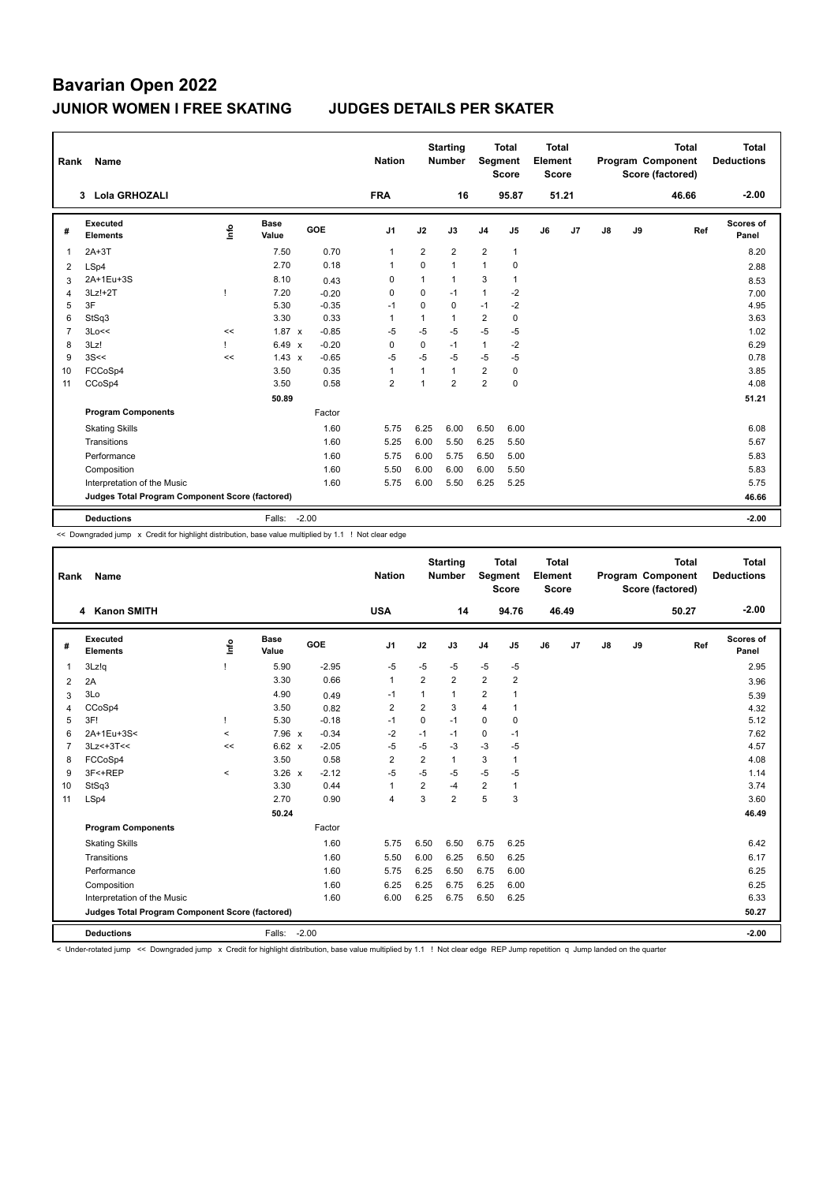# Bavarian Open 2022

## JUNIOR WOMEN I FREE SKATING JUDGES DETAILS PER SKATER

| Rank | Name | Nation | Starting Number | Total Segment Score | Total Element Score | Total Program Component Score (factored) | Total Deductions |
|---|---|---|---|---|---|---|---|
| 3 | Lola GRHOZALI | FRA | 16 | 95.87 | 51.21 | 46.66 | -2.00 |

| # | Executed Elements | Info | Base Value | | GOE | J1 | J2 | J3 | J4 | J5 | J6 | J7 | J8 | J9 | Ref | Scores of Panel |
|---|---|---|---|---|---|---|---|---|---|---|---|---|---|---|---|---|
| 1 | 2A+3T | | 7.50 | | 0.70 | 1 | 2 | 2 | 2 | 1 | | | | | | 8.20 |
| 2 | LSp4 | | 2.70 | | 0.18 | 1 | 0 | 1 | 1 | 0 | | | | | | 2.88 |
| 3 | 2A+1Eu+3S | | 8.10 | | 0.43 | 0 | 1 | 1 | 3 | 1 | | | | | | 8.53 |
| 4 | 3Lz!+2T | ! | 7.20 | | -0.20 | 0 | 0 | -1 | 1 | -2 | | | | | | 7.00 |
| 5 | 3F | | 5.30 | | -0.35 | -1 | 0 | 0 | -1 | -2 | | | | | | 4.95 |
| 6 | StSq3 | | 3.30 | | 0.33 | 1 | 1 | 1 | 2 | 0 | | | | | | 3.63 |
| 7 | 3Lo<< | << | 1.87 | x | -0.85 | -5 | -5 | -5 | -5 | -5 | | | | | | 1.02 |
| 8 | 3Lz! | ! | 6.49 | x | -0.20 | 0 | 0 | -1 | 1 | -2 | | | | | | 6.29 |
| 9 | 3S<< | << | 1.43 | x | -0.65 | -5 | -5 | -5 | -5 | -5 | | | | | | 0.78 |
| 10 | FCCoSp4 | | 3.50 | | 0.35 | 1 | 1 | 1 | 2 | 0 | | | | | | 3.85 |
| 11 | CCoSp4 | | 3.50 | | 0.58 | 2 | 1 | 2 | 2 | 0 | | | | | | 4.08 |
| | | | 50.89 | | | | | | | | | | | | | 51.21 |
| | **Program Components** | | | | Factor | | | | | | | | | | | |
| | Skating Skills | | | | 1.60 | 5.75 | 6.25 | 6.00 | 6.50 | 6.00 | | | | | | 6.08 |
| | Transitions | | | | 1.60 | 5.25 | 6.00 | 5.50 | 6.25 | 5.50 | | | | | | 5.67 |
| | Performance | | | | 1.60 | 5.75 | 6.00 | 5.75 | 6.50 | 5.00 | | | | | | 5.83 |
| | Composition | | | | 1.60 | 5.50 | 6.00 | 6.00 | 6.00 | 5.50 | | | | | | 5.83 |
| | Interpretation of the Music | | | | 1.60 | 5.75 | 6.00 | 5.50 | 6.25 | 5.25 | | | | | | 5.75 |
| | **Judges Total Program Component Score (factored)** | | | | | | | | | | | | | | | 46.66 |
| | **Deductions** | | Falls: | | -2.00 | | | | | | | | | | | -2.00 |

<< Downgraded jump x Credit for highlight distribution, base value multiplied by 1.1 ! Not clear edge

| Rank | Name | Nation | Starting Number | Total Segment Score | Total Element Score | Total Program Component Score (factored) | Total Deductions |
|---|---|---|---|---|---|---|---|
| 4 | Kanon SMITH | USA | 14 | 94.76 | 46.49 | 50.27 | -2.00 |

| # | Executed Elements | Info | Base Value | | GOE | J1 | J2 | J3 | J4 | J5 | J6 | J7 | J8 | J9 | Ref | Scores of Panel |
|---|---|---|---|---|---|---|---|---|---|---|---|---|---|---|---|---|
| 1 | 3Lz!q | ! | 5.90 | | -2.95 | -5 | -5 | -5 | -5 | -5 | | | | | | 2.95 |
| 2 | 2A | | 3.30 | | 0.66 | 1 | 2 | 2 | 2 | 2 | | | | | | 3.96 |
| 3 | 3Lo | | 4.90 | | 0.49 | -1 | 1 | 1 | 2 | 1 | | | | | | 5.39 |
| 4 | CCoSp4 | | 3.50 | | 0.82 | 2 | 2 | 3 | 4 | 1 | | | | | | 4.32 |
| 5 | 3F! | ! | 5.30 | | -0.18 | -1 | 0 | -1 | 0 | 0 | | | | | | 5.12 |
| 6 | 2A+1Eu+3S< | < | 7.96 | x | -0.34 | -2 | -1 | -1 | 0 | -1 | | | | | | 7.62 |
| 7 | 3Lz<+3T<< | << | 6.62 | x | -2.05 | -5 | -5 | -3 | -3 | -5 | | | | | | 4.57 |
| 8 | FCCoSp4 | | 3.50 | | 0.58 | 2 | 2 | 1 | 3 | 1 | | | | | | 4.08 |
| 9 | 3F<+REP | < | 3.26 | x | -2.12 | -5 | -5 | -5 | -5 | -5 | | | | | | 1.14 |
| 10 | StSq3 | | 3.30 | | 0.44 | 1 | 2 | -4 | 2 | 1 | | | | | | 3.74 |
| 11 | LSp4 | | 2.70 | | 0.90 | 4 | 3 | 2 | 5 | 3 | | | | | | 3.60 |
| | | | 50.24 | | | | | | | | | | | | | 46.49 |
| | **Program Components** | | | | Factor | | | | | | | | | | | |
| | Skating Skills | | | | 1.60 | 5.75 | 6.50 | 6.50 | 6.75 | 6.25 | | | | | | 6.42 |
| | Transitions | | | | 1.60 | 5.50 | 6.00 | 6.25 | 6.50 | 6.25 | | | | | | 6.17 |
| | Performance | | | | 1.60 | 5.75 | 6.25 | 6.50 | 6.75 | 6.00 | | | | | | 6.25 |
| | Composition | | | | 1.60 | 6.25 | 6.25 | 6.75 | 6.25 | 6.00 | | | | | | 6.25 |
| | Interpretation of the Music | | | | 1.60 | 6.00 | 6.25 | 6.75 | 6.50 | 6.25 | | | | | | 6.33 |
| | **Judges Total Program Component Score (factored)** | | | | | | | | | | | | | | | 50.27 |
| | **Deductions** | | Falls: | | -2.00 | | | | | | | | | | | -2.00 |

< Under-rotated jump << Downgraded jump x Credit for highlight distribution, base value multiplied by 1.1 ! Not clear edge REP Jump repetition q Jump landed on the quarter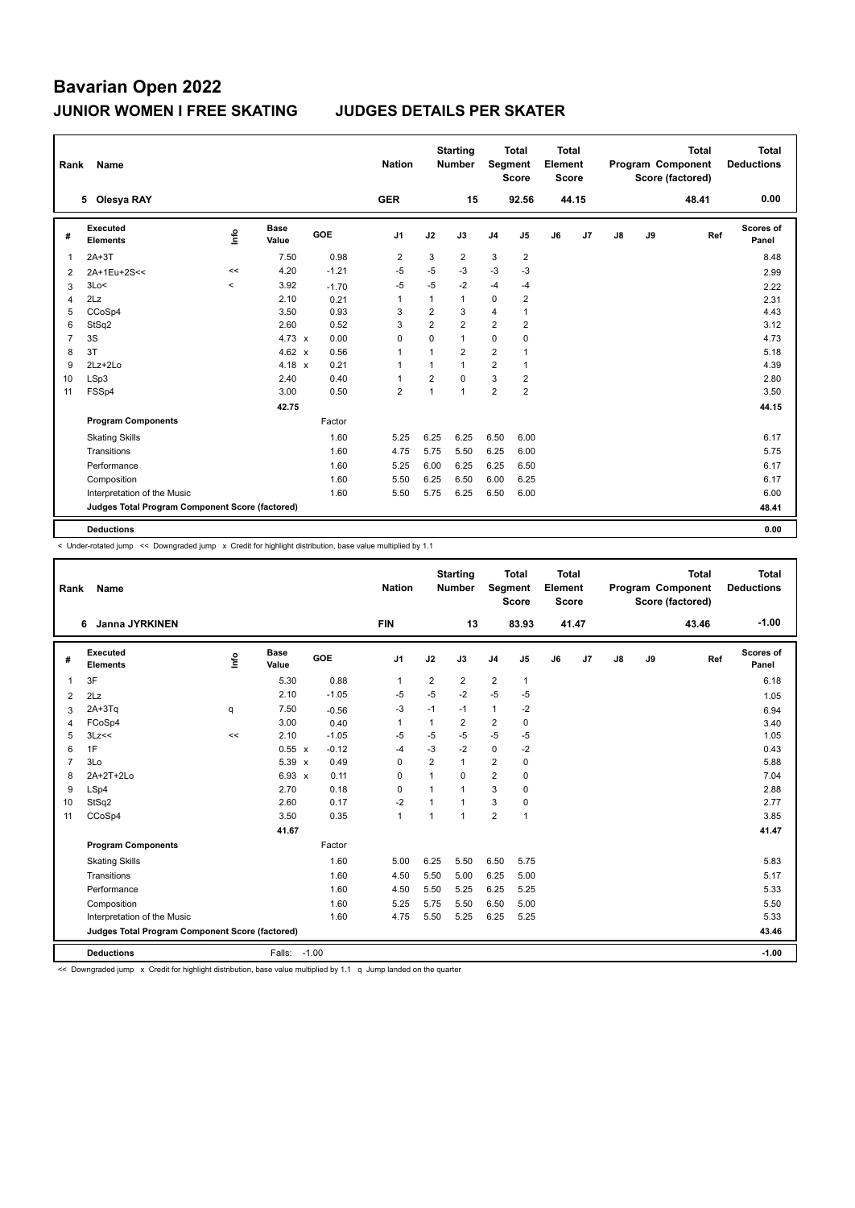# Bavarian Open 2022

## JUNIOR WOMEN I FREE SKATING JUDGES DETAILS PER SKATER

| Rank | Name | Nation | Starting Number | Total Segment Score | Total Element Score | Total Program Component Score (factored) | Total Deductions |
|---|---|---|---|---|---|---|---|
| 5 | Olesya RAY | GER | 15 | 92.56 | 44.15 | 48.41 | 0.00 |

| # | Executed Elements | Info | Base Value | | GOE | J1 | J2 | J3 | J4 | J5 | J6 | J7 | J8 | J9 | Ref | Scores of Panel |
|---|---|---|---|---|---|---|---|---|---|---|---|---|---|---|---|---|
| 1 | 2A+3T | | 7.50 | | 0.98 | 2 | 3 | 2 | 3 | 2 | | | | | | 8.48 |
| 2 | 2A+1Eu+2S<< | << | 4.20 | | -1.21 | -5 | -5 | -3 | -3 | -3 | | | | | | 2.99 |
| 3 | 3Lo< | < | 3.92 | | -1.70 | -5 | -5 | -2 | -4 | -4 | | | | | | 2.22 |
| 4 | 2Lz | | 2.10 | | 0.21 | 1 | 1 | 1 | 0 | 2 | | | | | | 2.31 |
| 5 | CCoSp4 | | 3.50 | | 0.93 | 3 | 2 | 3 | 4 | 1 | | | | | | 4.43 |
| 6 | StSq2 | | 2.60 | | 0.52 | 3 | 2 | 2 | 2 | 2 | | | | | | 3.12 |
| 7 | 3S | | 4.73 | x | 0.00 | 0 | 0 | 1 | 0 | 0 | | | | | | 4.73 |
| 8 | 3T | | 4.62 | x | 0.56 | 1 | 1 | 2 | 2 | 1 | | | | | | 5.18 |
| 9 | 2Lz+2Lo | | 4.18 | x | 0.21 | 1 | 1 | 1 | 2 | 1 | | | | | | 4.39 |
| 10 | LSp3 | | 2.40 | | 0.40 | 1 | 2 | 0 | 3 | 2 | | | | | | 2.80 |
| 11 | FSSp4 | | 3.00 | | 0.50 | 2 | 1 | 1 | 2 | 2 | | | | | | 3.50 |
| | | | 42.75 | | | | | | | | | | | | | 44.15 |
| | **Program Components** | | | | Factor | | | | | | | | | | | |
| | Skating Skills | | | | 1.60 | 5.25 | 6.25 | 6.25 | 6.50 | 6.00 | | | | | | 6.17 |
| | Transitions | | | | 1.60 | 4.75 | 5.75 | 5.50 | 6.25 | 6.00 | | | | | | 5.75 |
| | Performance | | | | 1.60 | 5.25 | 6.00 | 6.25 | 6.25 | 6.50 | | | | | | 6.17 |
| | Composition | | | | 1.60 | 5.50 | 6.25 | 6.50 | 6.00 | 6.25 | | | | | | 6.17 |
| | Interpretation of the Music | | | | 1.60 | 5.50 | 5.75 | 6.25 | 6.50 | 6.00 | | | | | | 6.00 |
| | **Judges Total Program Component Score (factored)** | | | | | | | | | | | | | | | 48.41 |
| | **Deductions** | | | | | | | | | | | | | | | 0.00 |

< Under-rotated jump << Downgraded jump x Credit for highlight distribution, base value multiplied by 1.1

| Rank | Name | Nation | Starting Number | Total Segment Score | Total Element Score | Total Program Component Score (factored) | Total Deductions |
|---|---|---|---|---|---|---|---|
| 6 | Janna JYRKINEN | FIN | 13 | 83.93 | 41.47 | 43.46 | -1.00 |

| # | Executed Elements | Info | Base Value | | GOE | J1 | J2 | J3 | J4 | J5 | J6 | J7 | J8 | J9 | Ref | Scores of Panel |
|---|---|---|---|---|---|---|---|---|---|---|---|---|---|---|---|---|
| 1 | 3F | | 5.30 | | 0.88 | 1 | 2 | 2 | 2 | 1 | | | | | | 6.18 |
| 2 | 2Lz | | 2.10 | | -1.05 | -5 | -5 | -2 | -5 | -5 | | | | | | 1.05 |
| 3 | 2A+3Tq | q | 7.50 | | -0.56 | -3 | -1 | -1 | 1 | -2 | | | | | | 6.94 |
| 4 | FCoSp4 | | 3.00 | | 0.40 | 1 | 1 | 2 | 2 | 0 | | | | | | 3.40 |
| 5 | 3Lz<< | << | 2.10 | | -1.05 | -5 | -5 | -5 | -5 | -5 | | | | | | 1.05 |
| 6 | 1F | | 0.55 | x | -0.12 | -4 | -3 | -2 | 0 | -2 | | | | | | 0.43 |
| 7 | 3Lo | | 5.39 | x | 0.49 | 0 | 2 | 1 | 2 | 0 | | | | | | 5.88 |
| 8 | 2A+2T+2Lo | | 6.93 | x | 0.11 | 0 | 1 | 0 | 2 | 0 | | | | | | 7.04 |
| 9 | LSp4 | | 2.70 | | 0.18 | 0 | 1 | 1 | 3 | 0 | | | | | | 2.88 |
| 10 | StSq2 | | 2.60 | | 0.17 | -2 | 1 | 1 | 3 | 0 | | | | | | 2.77 |
| 11 | CCoSp4 | | 3.50 | | 0.35 | 1 | 1 | 1 | 2 | 1 | | | | | | 3.85 |
| | | | 41.67 | | | | | | | | | | | | | 41.47 |
| | **Program Components** | | | | Factor | | | | | | | | | | | |
| | Skating Skills | | | | 1.60 | 5.00 | 6.25 | 5.50 | 6.50 | 5.75 | | | | | | 5.83 |
| | Transitions | | | | 1.60 | 4.50 | 5.50 | 5.00 | 6.25 | 5.00 | | | | | | 5.17 |
| | Performance | | | | 1.60 | 4.50 | 5.50 | 5.25 | 6.25 | 5.25 | | | | | | 5.33 |
| | Composition | | | | 1.60 | 5.25 | 5.75 | 5.50 | 6.50 | 5.00 | | | | | | 5.50 |
| | Interpretation of the Music | | | | 1.60 | 4.75 | 5.50 | 5.25 | 6.25 | 5.25 | | | | | | 5.33 |
| | **Judges Total Program Component Score (factored)** | | | | | | | | | | | | | | | 43.46 |
| | **Deductions** | | Falls: | | -1.00 | | | | | | | | | | | -1.00 |

<< Downgraded jump x Credit for highlight distribution, base value multiplied by 1.1 q Jump landed on the quarter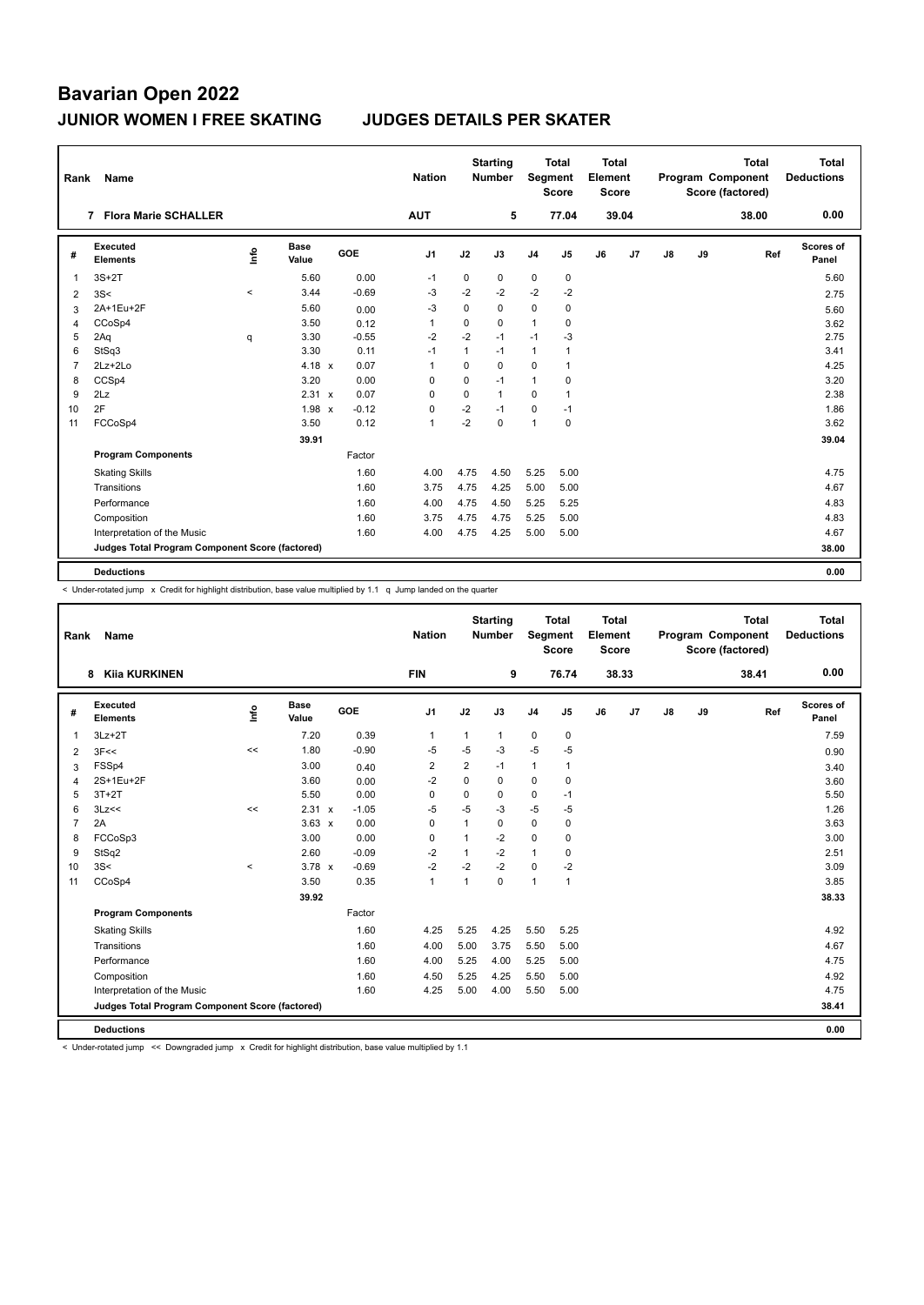# Bavarian Open 2022

## JUNIOR WOMEN I FREE SKATING — JUDGES DETAILS PER SKATER

| Rank | Name | Nation | Starting Number | Total Segment Score | Total Element Score | Total Program Component Score (factored) | Total Deductions |
|---|---|---|---|---|---|---|---|
| 7 | Flora Marie SCHALLER | AUT | 5 | 77.04 | 39.04 | 38.00 | 0.00 |

| # | Executed Elements | Info | Base Value | | GOE | J1 | J2 | J3 | J4 | J5 | J6 | J7 | J8 | J9 | Ref | Scores of Panel |
|---|---|---|---|---|---|---|---|---|---|---|---|---|---|---|---|---|
| 1 | 3S+2T | | 5.60 | | 0.00 | -1 | 0 | 0 | 0 | 0 | | | | | | 5.60 |
| 2 | 3S< | < | 3.44 | | -0.69 | -3 | -2 | -2 | -2 | -2 | | | | | | 2.75 |
| 3 | 2A+1Eu+2F | | 5.60 | | 0.00 | -3 | 0 | 0 | 0 | 0 | | | | | | 5.60 |
| 4 | CCoSp4 | | 3.50 | | 0.12 | 1 | 0 | 0 | 1 | 0 | | | | | | 3.62 |
| 5 | 2Aq | q | 3.30 | | -0.55 | -2 | -2 | -1 | -1 | -3 | | | | | | 2.75 |
| 6 | StSq3 | | 3.30 | | 0.11 | -1 | 1 | -1 | 1 | 1 | | | | | | 3.41 |
| 7 | 2Lz+2Lo | | 4.18 | x | 0.07 | 1 | 0 | 0 | 0 | 1 | | | | | | 4.25 |
| 8 | CCSp4 | | 3.20 | | 0.00 | 0 | 0 | -1 | 1 | 0 | | | | | | 3.20 |
| 9 | 2Lz | | 2.31 | x | 0.07 | 0 | 0 | 1 | 0 | 1 | | | | | | 2.38 |
| 10 | 2F | | 1.98 | x | -0.12 | 0 | -2 | -1 | 0 | -1 | | | | | | 1.86 |
| 11 | FCCoSp4 | | 3.50 | | 0.12 | 1 | -2 | 0 | 1 | 0 | | | | | | 3.62 |
| | | | 39.91 | | | | | | | | | | | | | 39.04 |
| | **Program Components** | | | | Factor | | | | | | | | | | | |
| | Skating Skills | | | | 1.60 | 4.00 | 4.75 | 4.50 | 5.25 | 5.00 | | | | | | 4.75 |
| | Transitions | | | | 1.60 | 3.75 | 4.75 | 4.25 | 5.00 | 5.00 | | | | | | 4.67 |
| | Performance | | | | 1.60 | 4.00 | 4.75 | 4.50 | 5.25 | 5.25 | | | | | | 4.83 |
| | Composition | | | | 1.60 | 3.75 | 4.75 | 4.75 | 5.25 | 5.00 | | | | | | 4.83 |
| | Interpretation of the Music | | | | 1.60 | 4.00 | 4.75 | 4.25 | 5.00 | 5.00 | | | | | | 4.67 |
| | **Judges Total Program Component Score (factored)** | | | | | | | | | | | | | | | 38.00 |
| | **Deductions** | | | | | | | | | | | | | | | 0.00 |

< Under-rotated jump x Credit for highlight distribution, base value multiplied by 1.1 q Jump landed on the quarter

| Rank | Name | Nation | Starting Number | Total Segment Score | Total Element Score | Total Program Component Score (factored) | Total Deductions |
|---|---|---|---|---|---|---|---|
| 8 | Kiia KURKINEN | FIN | 9 | 76.74 | 38.33 | 38.41 | 0.00 |

| # | Executed Elements | Info | Base Value | | GOE | J1 | J2 | J3 | J4 | J5 | J6 | J7 | J8 | J9 | Ref | Scores of Panel |
|---|---|---|---|---|---|---|---|---|---|---|---|---|---|---|---|---|
| 1 | 3Lz+2T | | 7.20 | | 0.39 | 1 | 1 | 1 | 0 | 0 | | | | | | 7.59 |
| 2 | 3F<< | << | 1.80 | | -0.90 | -5 | -5 | -3 | -5 | -5 | | | | | | 0.90 |
| 3 | FSSp4 | | 3.00 | | 0.40 | 2 | 2 | -1 | 1 | 1 | | | | | | 3.40 |
| 4 | 2S+1Eu+2F | | 3.60 | | 0.00 | -2 | 0 | 0 | 0 | 0 | | | | | | 3.60 |
| 5 | 3T+2T | | 5.50 | | 0.00 | 0 | 0 | 0 | 0 | -1 | | | | | | 5.50 |
| 6 | 3Lz<< | << | 2.31 | x | -1.05 | -5 | -5 | -3 | -5 | -5 | | | | | | 1.26 |
| 7 | 2A | | 3.63 | x | 0.00 | 0 | 1 | 0 | 0 | 0 | | | | | | 3.63 |
| 8 | FCCoSp3 | | 3.00 | | 0.00 | 0 | 1 | -2 | 0 | 0 | | | | | | 3.00 |
| 9 | StSq2 | | 2.60 | | -0.09 | -2 | 1 | -2 | 1 | 0 | | | | | | 2.51 |
| 10 | 3S< | < | 3.78 | x | -0.69 | -2 | -2 | -2 | 0 | -2 | | | | | | 3.09 |
| 11 | CCoSp4 | | 3.50 | | 0.35 | 1 | 1 | 0 | 1 | 1 | | | | | | 3.85 |
| | | | 39.92 | | | | | | | | | | | | | 38.33 |
| | **Program Components** | | | | Factor | | | | | | | | | | | |
| | Skating Skills | | | | 1.60 | 4.25 | 5.25 | 4.25 | 5.50 | 5.25 | | | | | | 4.92 |
| | Transitions | | | | 1.60 | 4.00 | 5.00 | 3.75 | 5.50 | 5.00 | | | | | | 4.67 |
| | Performance | | | | 1.60 | 4.00 | 5.25 | 4.00 | 5.25 | 5.00 | | | | | | 4.75 |
| | Composition | | | | 1.60 | 4.50 | 5.25 | 4.25 | 5.50 | 5.00 | | | | | | 4.92 |
| | Interpretation of the Music | | | | 1.60 | 4.25 | 5.00 | 4.00 | 5.50 | 5.00 | | | | | | 4.75 |
| | **Judges Total Program Component Score (factored)** | | | | | | | | | | | | | | | 38.41 |
| | **Deductions** | | | | | | | | | | | | | | | 0.00 |

< Under-rotated jump << Downgraded jump x Credit for highlight distribution, base value multiplied by 1.1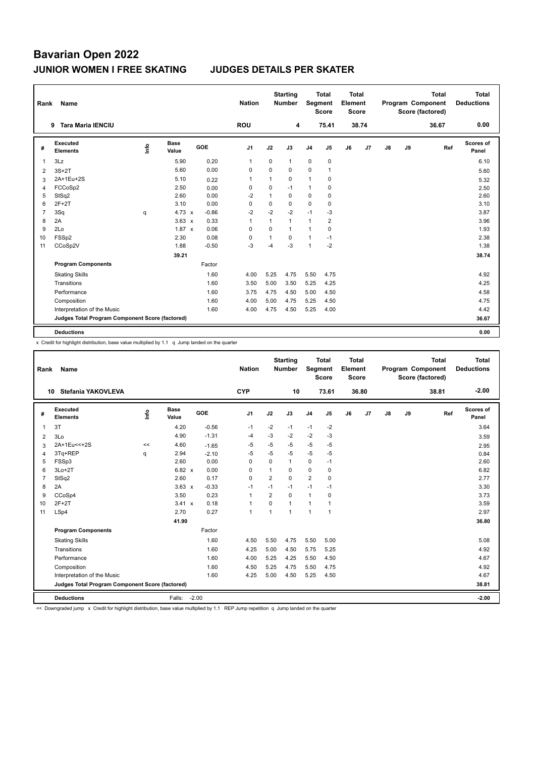# Bavarian Open 2022

## JUNIOR WOMEN I FREE SKATING    JUDGES DETAILS PER SKATER

| Rank | Name | Nation | Starting Number | Total Segment Score | Total Element Score | Total Program Component Score (factored) | Total Deductions |
|---|---|---|---|---|---|---|---|
| 9 | Tara Maria IENCIU | ROU | 4 | 75.41 | 38.74 | 36.67 | 0.00 |

| # | Executed Elements | Info | Base Value | | GOE | J1 | J2 | J3 | J4 | J5 | J6 | J7 | J8 | J9 | Ref | Scores of Panel |
|---|---|---|---|---|---|---|---|---|---|---|---|---|---|---|---|---|
| 1 | 3Lz | | 5.90 | | 0.20 | 1 | 0 | 1 | 0 | 0 | | | | | | 6.10 |
| 2 | 3S+2T | | 5.60 | | 0.00 | 0 | 0 | 0 | 0 | 1 | | | | | | 5.60 |
| 3 | 2A+1Eu+2S | | 5.10 | | 0.22 | 1 | 1 | 0 | 1 | 0 | | | | | | 5.32 |
| 4 | FCCoSp2 | | 2.50 | | 0.00 | 0 | 0 | -1 | 1 | 0 | | | | | | 2.50 |
| 5 | StSq2 | | 2.60 | | 0.00 | -2 | 1 | 0 | 0 | 0 | | | | | | 2.60 |
| 6 | 2F+2T | | 3.10 | | 0.00 | 0 | 0 | 0 | 0 | 0 | | | | | | 3.10 |
| 7 | 3Sq | q | 4.73 | x | -0.86 | -2 | -2 | -2 | -1 | -3 | | | | | | 3.87 |
| 8 | 2A | | 3.63 | x | 0.33 | 1 | 1 | 1 | 1 | 2 | | | | | | 3.96 |
| 9 | 2Lo | | 1.87 | x | 0.06 | 0 | 0 | 1 | 1 | 0 | | | | | | 1.93 |
| 10 | FSSp2 | | 2.30 | | 0.08 | 0 | 1 | 0 | 1 | -1 | | | | | | 2.38 |
| 11 | CCoSp2V | | 1.88 | | -0.50 | -3 | -4 | -3 | 1 | -2 | | | | | | 1.38 |
| | | | 39.21 | | | | | | | | | | | | | 38.74 |
| | **Program Components** | | | | Factor | | | | | | | | | | | |
| | Skating Skills | | | | 1.60 | 4.00 | 5.25 | 4.75 | 5.50 | 4.75 | | | | | | 4.92 |
| | Transitions | | | | 1.60 | 3.50 | 5.00 | 3.50 | 5.25 | 4.25 | | | | | | 4.25 |
| | Performance | | | | 1.60 | 3.75 | 4.75 | 4.50 | 5.00 | 4.50 | | | | | | 4.58 |
| | Composition | | | | 1.60 | 4.00 | 5.00 | 4.75 | 5.25 | 4.50 | | | | | | 4.75 |
| | Interpretation of the Music | | | | 1.60 | 4.00 | 4.75 | 4.50 | 5.25 | 4.00 | | | | | | 4.42 |
| | **Judges Total Program Component Score (factored)** | | | | | | | | | | | | | | | 36.67 |
| | **Deductions** | | | | | | | | | | | | | | | 0.00 |

x Credit for highlight distribution, base value multiplied by 1.1 q Jump landed on the quarter

| Rank | Name | Nation | Starting Number | Total Segment Score | Total Element Score | Total Program Component Score (factored) | Total Deductions |
|---|---|---|---|---|---|---|---|
| 10 | Stefania YAKOVLEVA | CYP | 10 | 73.61 | 36.80 | 38.81 | -2.00 |

| # | Executed Elements | Info | Base Value | | GOE | J1 | J2 | J3 | J4 | J5 | J6 | J7 | J8 | J9 | Ref | Scores of Panel |
|---|---|---|---|---|---|---|---|---|---|---|---|---|---|---|---|---|
| 1 | 3T | | 4.20 | | -0.56 | -1 | -2 | -1 | -1 | -2 | | | | | | 3.64 |
| 2 | 3Lo | | 4.90 | | -1.31 | -4 | -3 | -2 | -2 | -3 | | | | | | 3.59 |
| 3 | 2A+1Eu<<+2S | << | 4.60 | | -1.65 | -5 | -5 | -5 | -5 | -5 | | | | | | 2.95 |
| 4 | 3Tq+REP | q | 2.94 | | -2.10 | -5 | -5 | -5 | -5 | -5 | | | | | | 0.84 |
| 5 | FSSp3 | | 2.60 | | 0.00 | 0 | 0 | 1 | 0 | -1 | | | | | | 2.60 |
| 6 | 3Lo+2T | | 6.82 | x | 0.00 | 0 | 1 | 0 | 0 | 0 | | | | | | 6.82 |
| 7 | StSq2 | | 2.60 | | 0.17 | 0 | 2 | 0 | 2 | 0 | | | | | | 2.77 |
| 8 | 2A | | 3.63 | x | -0.33 | -1 | -1 | -1 | -1 | -1 | | | | | | 3.30 |
| 9 | CCoSp4 | | 3.50 | | 0.23 | 1 | 2 | 0 | 1 | 0 | | | | | | 3.73 |
| 10 | 2F+2T | | 3.41 | x | 0.18 | 1 | 0 | 1 | 1 | 1 | | | | | | 3.59 |
| 11 | LSp4 | | 2.70 | | 0.27 | 1 | 1 | 1 | 1 | 1 | | | | | | 2.97 |
| | | | 41.90 | | | | | | | | | | | | | 36.80 |
| | **Program Components** | | | | Factor | | | | | | | | | | | |
| | Skating Skills | | | | 1.60 | 4.50 | 5.50 | 4.75 | 5.50 | 5.00 | | | | | | 5.08 |
| | Transitions | | | | 1.60 | 4.25 | 5.00 | 4.50 | 5.75 | 5.25 | | | | | | 4.92 |
| | Performance | | | | 1.60 | 4.00 | 5.25 | 4.25 | 5.50 | 4.50 | | | | | | 4.67 |
| | Composition | | | | 1.60 | 4.50 | 5.25 | 4.75 | 5.50 | 4.75 | | | | | | 4.92 |
| | Interpretation of the Music | | | | 1.60 | 4.25 | 5.00 | 4.50 | 5.25 | 4.50 | | | | | | 4.67 |
| | **Judges Total Program Component Score (factored)** | | | | | | | | | | | | | | | 38.81 |
| | **Deductions** | | Falls: | -2.00 | | | | | | | | | | | | -2.00 |

<< Downgraded jump x Credit for highlight distribution, base value multiplied by 1.1 REP Jump repetition q Jump landed on the quarter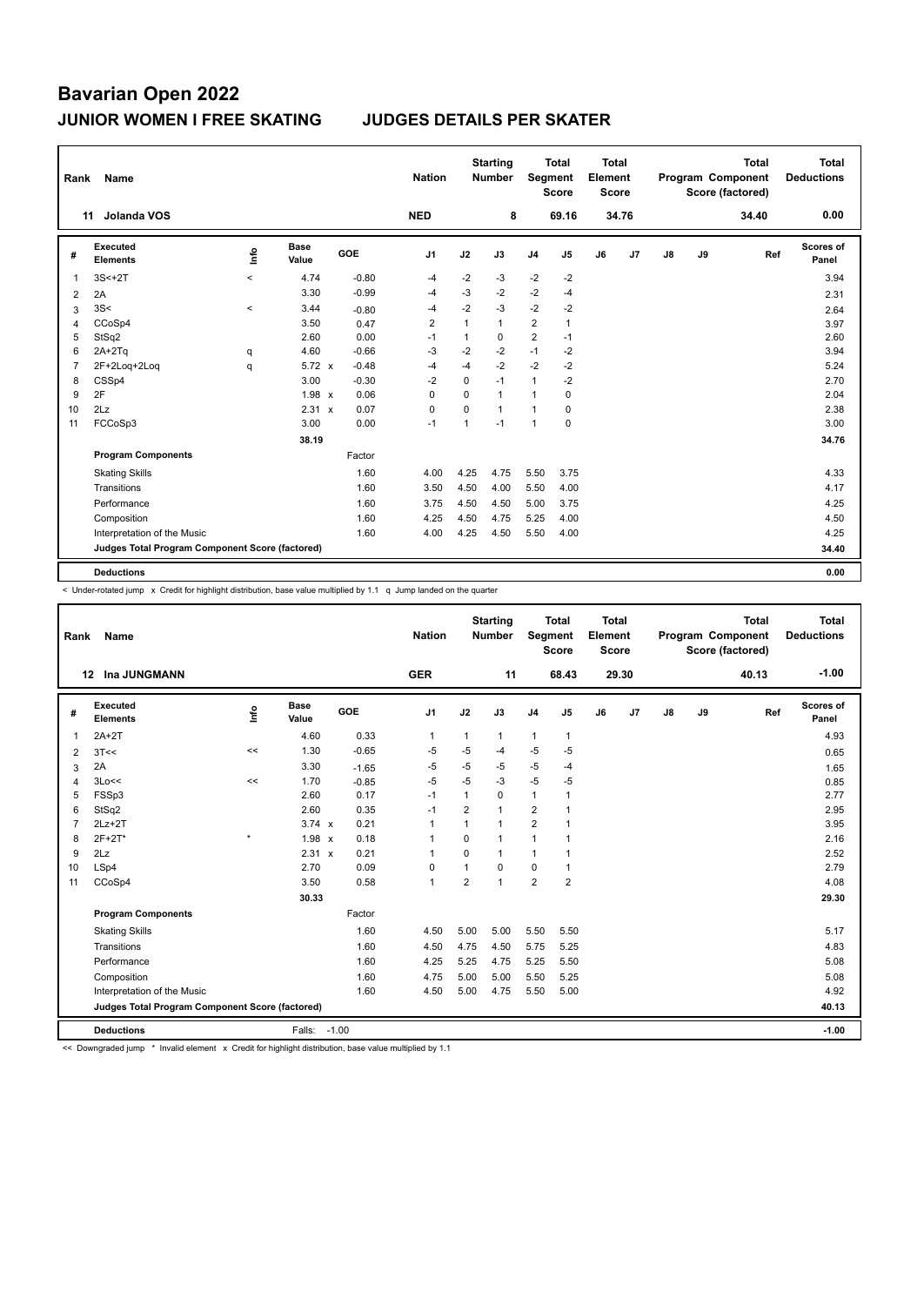# Bavarian Open 2022

## JUNIOR WOMEN I FREE SKATING — JUDGES DETAILS PER SKATER

| Rank | Name | Nation | Starting Number | Total Segment Score | Total Element Score | Total Program Component Score (factored) | Total Deductions |
|---|---|---|---|---|---|---|---|
| 11 | Jolanda VOS | NED | 8 | 69.16 | 34.76 | 34.40 | 0.00 |

| # | Executed Elements | Info | Base Value | | GOE | J1 | J2 | J3 | J4 | J5 | J6 | J7 | J8 | J9 | Ref | Scores of Panel |
|---|---|---|---|---|---|---|---|---|---|---|---|---|---|---|---|---|
| 1 | 3S<+2T | < | 4.74 | | -0.80 | -4 | -2 | -3 | -2 | -2 | | | | | | 3.94 |
| 2 | 2A | | 3.30 | | -0.99 | -4 | -3 | -2 | -2 | -4 | | | | | | 2.31 |
| 3 | 3S< | < | 3.44 | | -0.80 | -4 | -2 | -3 | -2 | -2 | | | | | | 2.64 |
| 4 | CCoSp4 | | 3.50 | | 0.47 | 2 | 1 | 1 | 2 | 1 | | | | | | 3.97 |
| 5 | StSq2 | | 2.60 | | 0.00 | -1 | 1 | 0 | 2 | -1 | | | | | | 2.60 |
| 6 | 2A+2Tq | q | 4.60 | | -0.66 | -3 | -2 | -2 | -1 | -2 | | | | | | 3.94 |
| 7 | 2F+2Loq+2Loq | q | 5.72 | x | -0.48 | -4 | -4 | -2 | -2 | -2 | | | | | | 5.24 |
| 8 | CSSp4 | | 3.00 | | -0.30 | -2 | 0 | -1 | 1 | -2 | | | | | | 2.70 |
| 9 | 2F | | 1.98 | x | 0.06 | 0 | 0 | 1 | 1 | 0 | | | | | | 2.04 |
| 10 | 2Lz | | 2.31 | x | 0.07 | 0 | 0 | 1 | 1 | 0 | | | | | | 2.38 |
| 11 | FCCoSp3 | | 3.00 | | 0.00 | -1 | 1 | -1 | 1 | 0 | | | | | | 3.00 |
| | | | 38.19 | | | | | | | | | | | | | 34.76 |
| | **Program Components** | | | | Factor | | | | | | | | | | | |
| | Skating Skills | | | | 1.60 | 4.00 | 4.25 | 4.75 | 5.50 | 3.75 | | | | | | 4.33 |
| | Transitions | | | | 1.60 | 3.50 | 4.50 | 4.00 | 5.50 | 4.00 | | | | | | 4.17 |
| | Performance | | | | 1.60 | 3.75 | 4.50 | 4.50 | 5.00 | 3.75 | | | | | | 4.25 |
| | Composition | | | | 1.60 | 4.25 | 4.50 | 4.75 | 5.25 | 4.00 | | | | | | 4.50 |
| | Interpretation of the Music | | | | 1.60 | 4.00 | 4.25 | 4.50 | 5.50 | 4.00 | | | | | | 4.25 |
| | **Judges Total Program Component Score (factored)** | | | | | | | | | | | | | | | 34.40 |
| | **Deductions** | | | | | | | | | | | | | | | 0.00 |

< Under-rotated jump x Credit for highlight distribution, base value multiplied by 1.1 q Jump landed on the quarter

| Rank | Name | Nation | Starting Number | Total Segment Score | Total Element Score | Total Program Component Score (factored) | Total Deductions |
|---|---|---|---|---|---|---|---|
| 12 | Ina JUNGMANN | GER | 11 | 68.43 | 29.30 | 40.13 | -1.00 |

| # | Executed Elements | Info | Base Value | | GOE | J1 | J2 | J3 | J4 | J5 | J6 | J7 | J8 | J9 | Ref | Scores of Panel |
|---|---|---|---|---|---|---|---|---|---|---|---|---|---|---|---|---|
| 1 | 2A+2T | | 4.60 | | 0.33 | 1 | 1 | 1 | 1 | 1 | | | | | | 4.93 |
| 2 | 3T<< | << | 1.30 | | -0.65 | -5 | -5 | -4 | -5 | -5 | | | | | | 0.65 |
| 3 | 2A | | 3.30 | | -1.65 | -5 | -5 | -5 | -5 | -4 | | | | | | 1.65 |
| 4 | 3Lo<< | << | 1.70 | | -0.85 | -5 | -5 | -3 | -5 | -5 | | | | | | 0.85 |
| 5 | FSSp3 | | 2.60 | | 0.17 | -1 | 1 | 0 | 1 | 1 | | | | | | 2.77 |
| 6 | StSq2 | | 2.60 | | 0.35 | -1 | 2 | 1 | 2 | 1 | | | | | | 2.95 |
| 7 | 2Lz+2T | | 3.74 | x | 0.21 | 1 | 1 | 1 | 2 | 1 | | | | | | 3.95 |
| 8 | 2F+2T* | * | 1.98 | x | 0.18 | 1 | 0 | 1 | 1 | 1 | | | | | | 2.16 |
| 9 | 2Lz | | 2.31 | x | 0.21 | 1 | 0 | 1 | 1 | 1 | | | | | | 2.52 |
| 10 | LSp4 | | 2.70 | | 0.09 | 0 | 1 | 0 | 0 | 1 | | | | | | 2.79 |
| 11 | CCoSp4 | | 3.50 | | 0.58 | 1 | 2 | 1 | 2 | 2 | | | | | | 4.08 |
| | | | 30.33 | | | | | | | | | | | | | 29.30 |
| | **Program Components** | | | | Factor | | | | | | | | | | | |
| | Skating Skills | | | | 1.60 | 4.50 | 5.00 | 5.00 | 5.50 | 5.50 | | | | | | 5.17 |
| | Transitions | | | | 1.60 | 4.50 | 4.75 | 4.50 | 5.75 | 5.25 | | | | | | 4.83 |
| | Performance | | | | 1.60 | 4.25 | 5.25 | 4.75 | 5.25 | 5.50 | | | | | | 5.08 |
| | Composition | | | | 1.60 | 4.75 | 5.00 | 5.00 | 5.50 | 5.25 | | | | | | 5.08 |
| | Interpretation of the Music | | | | 1.60 | 4.50 | 5.00 | 4.75 | 5.50 | 5.00 | | | | | | 4.92 |
| | **Judges Total Program Component Score (factored)** | | | | | | | | | | | | | | | 40.13 |
| | **Deductions** | | Falls: -1.00 | | | | | | | | | | | | | -1.00 |

<< Downgraded jump * Invalid element x Credit for highlight distribution, base value multiplied by 1.1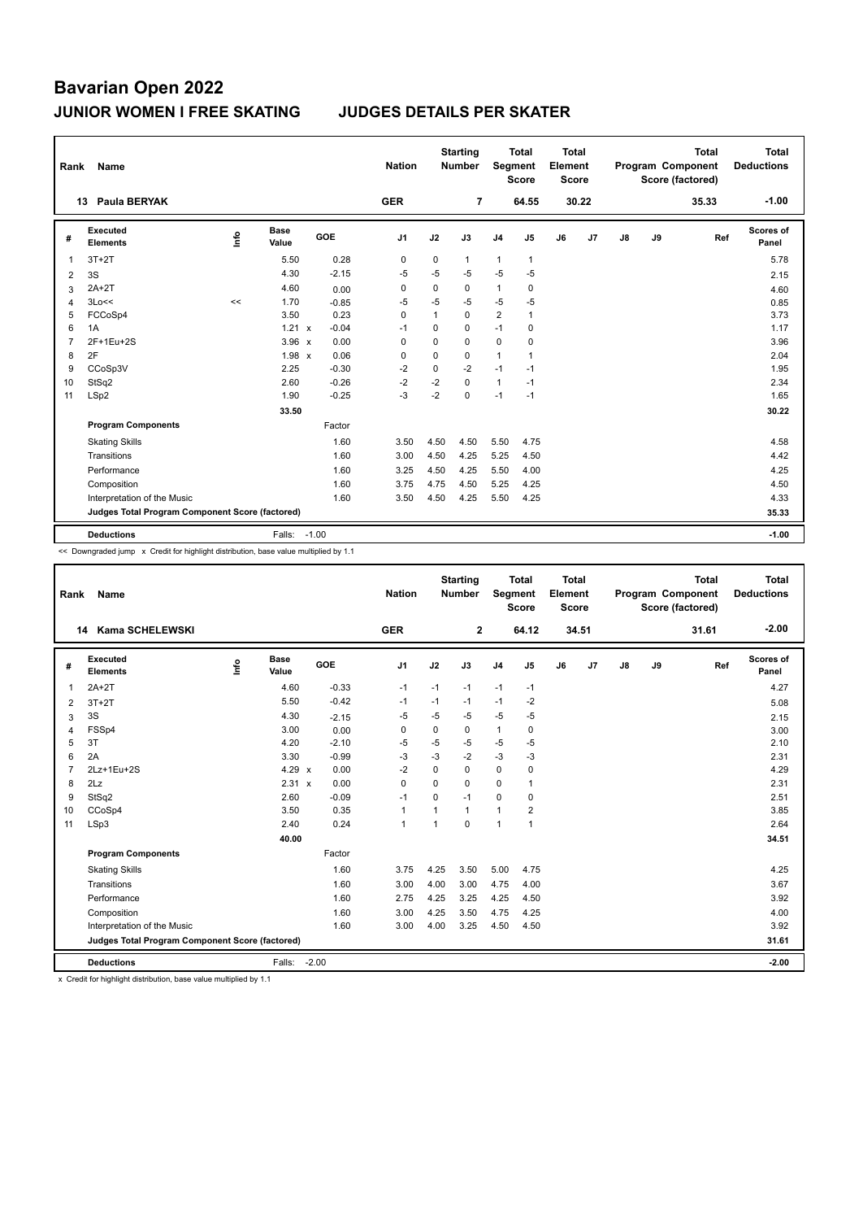# Bavarian Open 2022

## JUNIOR WOMEN I FREE SKATING    JUDGES DETAILS PER SKATER

| Rank | Name | Nation | Starting Number | Total Segment Score | Total Element Score | Total Program Component Score (factored) | Total Deductions |
|---|---|---|---|---|---|---|---|
| 13 | Paula BERYAK | GER | 7 | 64.55 | 30.22 | 35.33 | -1.00 |

| # | Executed Elements | Info | Base Value | | GOE | J1 | J2 | J3 | J4 | J5 | J6 | J7 | J8 | J9 | Ref | Scores of Panel |
|---|---|---|---|---|---|---|---|---|---|---|---|---|---|---|---|---|
| 1 | 3T+2T | | 5.50 | | 0.28 | 0 | 0 | 1 | 1 | 1 | | | | | | 5.78 |
| 2 | 3S | | 4.30 | | -2.15 | -5 | -5 | -5 | -5 | -5 | | | | | | 2.15 |
| 3 | 2A+2T | | 4.60 | | 0.00 | 0 | 0 | 0 | 1 | 0 | | | | | | 4.60 |
| 4 | 3Lo<< | << | 1.70 | | -0.85 | -5 | -5 | -5 | -5 | -5 | | | | | | 0.85 |
| 5 | FCCoSp4 | | 3.50 | | 0.23 | 0 | 1 | 0 | 2 | 1 | | | | | | 3.73 |
| 6 | 1A | | 1.21 | x | -0.04 | -1 | 0 | 0 | -1 | 0 | | | | | | 1.17 |
| 7 | 2F+1Eu+2S | | 3.96 | x | 0.00 | 0 | 0 | 0 | 0 | 0 | | | | | | 3.96 |
| 8 | 2F | | 1.98 | x | 0.06 | 0 | 0 | 0 | 1 | 1 | | | | | | 2.04 |
| 9 | CCoSp3V | | 2.25 | | -0.30 | -2 | 0 | -2 | -1 | -1 | | | | | | 1.95 |
| 10 | StSq2 | | 2.60 | | -0.26 | -2 | -2 | 0 | 1 | -1 | | | | | | 2.34 |
| 11 | LSp2 | | 1.90 | | -0.25 | -3 | -2 | 0 | -1 | -1 | | | | | | 1.65 |
| | | | 33.50 | | | | | | | | | | | | | 30.22 |
| | **Program Components** | | | | Factor | | | | | | | | | | | |
| | Skating Skills | | | | 1.60 | 3.50 | 4.50 | 4.50 | 5.50 | 4.75 | | | | | | 4.58 |
| | Transitions | | | | 1.60 | 3.00 | 4.50 | 4.25 | 5.25 | 4.50 | | | | | | 4.42 |
| | Performance | | | | 1.60 | 3.25 | 4.50 | 4.25 | 5.50 | 4.00 | | | | | | 4.25 |
| | Composition | | | | 1.60 | 3.75 | 4.75 | 4.50 | 5.25 | 4.25 | | | | | | 4.50 |
| | Interpretation of the Music | | | | 1.60 | 3.50 | 4.50 | 4.25 | 5.50 | 4.25 | | | | | | 4.33 |
| | **Judges Total Program Component Score (factored)** | | | | | | | | | | | | | | | 35.33 |
| | **Deductions** | | Falls: | -1.00 | | | | | | | | | | | | -1.00 |

<< Downgraded jump x Credit for highlight distribution, base value multiplied by 1.1

| Rank | Name | Nation | Starting Number | Total Segment Score | Total Element Score | Total Program Component Score (factored) | Total Deductions |
|---|---|---|---|---|---|---|---|
| 14 | Kama SCHELEWSKI | GER | 2 | 64.12 | 34.51 | 31.61 | -2.00 |

| # | Executed Elements | Info | Base Value | | GOE | J1 | J2 | J3 | J4 | J5 | J6 | J7 | J8 | J9 | Ref | Scores of Panel |
|---|---|---|---|---|---|---|---|---|---|---|---|---|---|---|---|---|
| 1 | 2A+2T | | 4.60 | | -0.33 | -1 | -1 | -1 | -1 | -1 | | | | | | 4.27 |
| 2 | 3T+2T | | 5.50 | | -0.42 | -1 | -1 | -1 | -1 | -2 | | | | | | 5.08 |
| 3 | 3S | | 4.30 | | -2.15 | -5 | -5 | -5 | -5 | -5 | | | | | | 2.15 |
| 4 | FSSp4 | | 3.00 | | 0.00 | 0 | 0 | 0 | 1 | 0 | | | | | | 3.00 |
| 5 | 3T | | 4.20 | | -2.10 | -5 | -5 | -5 | -5 | -5 | | | | | | 2.10 |
| 6 | 2A | | 3.30 | | -0.99 | -3 | -3 | -2 | -3 | -3 | | | | | | 2.31 |
| 7 | 2Lz+1Eu+2S | | 4.29 | x | 0.00 | -2 | 0 | 0 | 0 | 0 | | | | | | 4.29 |
| 8 | 2Lz | | 2.31 | x | 0.00 | 0 | 0 | 0 | 0 | 1 | | | | | | 2.31 |
| 9 | StSq2 | | 2.60 | | -0.09 | -1 | 0 | -1 | 0 | 0 | | | | | | 2.51 |
| 10 | CCoSp4 | | 3.50 | | 0.35 | 1 | 1 | 1 | 1 | 2 | | | | | | 3.85 |
| 11 | LSp3 | | 2.40 | | 0.24 | 1 | 1 | 0 | 1 | 1 | | | | | | 2.64 |
| | | | 40.00 | | | | | | | | | | | | | 34.51 |
| | **Program Components** | | | | Factor | | | | | | | | | | | |
| | Skating Skills | | | | 1.60 | 3.75 | 4.25 | 3.50 | 5.00 | 4.75 | | | | | | 4.25 |
| | Transitions | | | | 1.60 | 3.00 | 4.00 | 3.00 | 4.75 | 4.00 | | | | | | 3.67 |
| | Performance | | | | 1.60 | 2.75 | 4.25 | 3.25 | 4.25 | 4.50 | | | | | | 3.92 |
| | Composition | | | | 1.60 | 3.00 | 4.25 | 3.50 | 4.75 | 4.25 | | | | | | 4.00 |
| | Interpretation of the Music | | | | 1.60 | 3.00 | 4.00 | 3.25 | 4.50 | 4.50 | | | | | | 3.92 |
| | **Judges Total Program Component Score (factored)** | | | | | | | | | | | | | | | 31.61 |
| | **Deductions** | | Falls: | -2.00 | | | | | | | | | | | | -2.00 |

x Credit for highlight distribution, base value multiplied by 1.1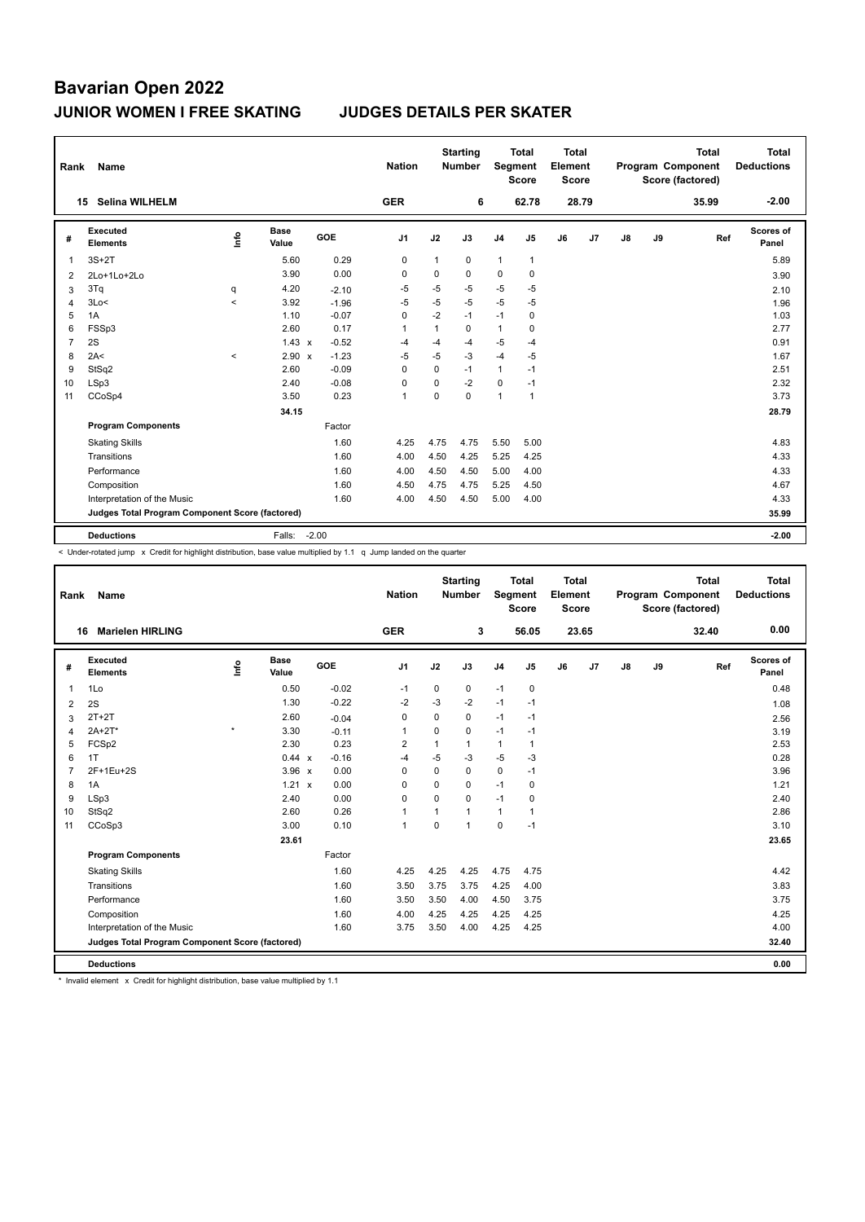# Bavarian Open 2022

## JUNIOR WOMEN I FREE SKATING JUDGES DETAILS PER SKATER

| Rank | Name | Nation | Starting Number | Total Segment Score | Total Element Score | Total Program Component Score (factored) | Total Deductions |
|---|---|---|---|---|---|---|---|
| 15 | Selina WILHELM | GER | 6 | 62.78 | 28.79 | 35.99 | -2.00 |

| # | Executed Elements | Info | Base Value | | GOE | J1 | J2 | J3 | J4 | J5 | J6 | J7 | J8 | J9 | Ref | Scores of Panel |
|---|---|---|---|---|---|---|---|---|---|---|---|---|---|---|---|---|
| 1 | 3S+2T | | 5.60 | | 0.29 | 0 | 1 | 0 | 1 | 1 | | | | | | 5.89 |
| 2 | 2Lo+1Lo+2Lo | | 3.90 | | 0.00 | 0 | 0 | 0 | 0 | 0 | | | | | | 3.90 |
| 3 | 3Tq | q | 4.20 | | -2.10 | -5 | -5 | -5 | -5 | -5 | | | | | | 2.10 |
| 4 | 3Lo< | < | 3.92 | | -1.96 | -5 | -5 | -5 | -5 | -5 | | | | | | 1.96 |
| 5 | 1A | | 1.10 | | -0.07 | 0 | -2 | -1 | -1 | 0 | | | | | | 1.03 |
| 6 | FSSp3 | | 2.60 | | 0.17 | 1 | 1 | 0 | 1 | 0 | | | | | | 2.77 |
| 7 | 2S | | 1.43 | x | -0.52 | -4 | -4 | -4 | -5 | -4 | | | | | | 0.91 |
| 8 | 2A< | < | 2.90 | x | -1.23 | -5 | -5 | -3 | -4 | -5 | | | | | | 1.67 |
| 9 | StSq2 | | 2.60 | | -0.09 | 0 | 0 | -1 | 1 | -1 | | | | | | 2.51 |
| 10 | LSp3 | | 2.40 | | -0.08 | 0 | 0 | -2 | 0 | -1 | | | | | | 2.32 |
| 11 | CCoSp4 | | 3.50 | | 0.23 | 1 | 0 | 0 | 1 | 1 | | | | | | 3.73 |
| | | | 34.15 | | | | | | | | | | | | | 28.79 |
| | **Program Components** | | | | Factor | | | | | | | | | | | |
| | Skating Skills | | | | 1.60 | 4.25 | 4.75 | 4.75 | 5.50 | 5.00 | | | | | | 4.83 |
| | Transitions | | | | 1.60 | 4.00 | 4.50 | 4.25 | 5.25 | 4.25 | | | | | | 4.33 |
| | Performance | | | | 1.60 | 4.00 | 4.50 | 4.50 | 5.00 | 4.00 | | | | | | 4.33 |
| | Composition | | | | 1.60 | 4.50 | 4.75 | 4.75 | 5.25 | 4.50 | | | | | | 4.67 |
| | Interpretation of the Music | | | | 1.60 | 4.00 | 4.50 | 4.50 | 5.00 | 4.00 | | | | | | 4.33 |
| | **Judges Total Program Component Score (factored)** | | | | | | | | | | | | | | | 35.99 |
| | **Deductions** | | Falls: | | -2.00 | | | | | | | | | | | -2.00 |

< Under-rotated jump x Credit for highlight distribution, base value multiplied by 1.1 q Jump landed on the quarter

| Rank | Name | Nation | Starting Number | Total Segment Score | Total Element Score | Total Program Component Score (factored) | Total Deductions |
|---|---|---|---|---|---|---|---|
| 16 | Marielen HIRLING | GER | 3 | 56.05 | 23.65 | 32.40 | 0.00 |

| # | Executed Elements | Info | Base Value | | GOE | J1 | J2 | J3 | J4 | J5 | J6 | J7 | J8 | J9 | Ref | Scores of Panel |
|---|---|---|---|---|---|---|---|---|---|---|---|---|---|---|---|---|
| 1 | 1Lo | | 0.50 | | -0.02 | -1 | 0 | 0 | -1 | 0 | | | | | | 0.48 |
| 2 | 2S | | 1.30 | | -0.22 | -2 | -3 | -2 | -1 | -1 | | | | | | 1.08 |
| 3 | 2T+2T | | 2.60 | | -0.04 | 0 | 0 | 0 | -1 | -1 | | | | | | 2.56 |
| 4 | 2A+2T* | * | 3.30 | | -0.11 | 1 | 0 | 0 | -1 | -1 | | | | | | 3.19 |
| 5 | FCSp2 | | 2.30 | | 0.23 | 2 | 1 | 1 | 1 | 1 | | | | | | 2.53 |
| 6 | 1T | | 0.44 | x | -0.16 | -4 | -5 | -3 | -5 | -3 | | | | | | 0.28 |
| 7 | 2F+1Eu+2S | | 3.96 | x | 0.00 | 0 | 0 | 0 | 0 | -1 | | | | | | 3.96 |
| 8 | 1A | | 1.21 | x | 0.00 | 0 | 0 | 0 | -1 | 0 | | | | | | 1.21 |
| 9 | LSp3 | | 2.40 | | 0.00 | 0 | 0 | 0 | -1 | 0 | | | | | | 2.40 |
| 10 | StSq2 | | 2.60 | | 0.26 | 1 | 1 | 1 | 1 | 1 | | | | | | 2.86 |
| 11 | CCoSp3 | | 3.00 | | 0.10 | 1 | 0 | 1 | 0 | -1 | | | | | | 3.10 |
| | | | 23.61 | | | | | | | | | | | | | 23.65 |
| | **Program Components** | | | | Factor | | | | | | | | | | | |
| | Skating Skills | | | | 1.60 | 4.25 | 4.25 | 4.25 | 4.75 | 4.75 | | | | | | 4.42 |
| | Transitions | | | | 1.60 | 3.50 | 3.75 | 3.75 | 4.25 | 4.00 | | | | | | 3.83 |
| | Performance | | | | 1.60 | 3.50 | 3.50 | 4.00 | 4.50 | 3.75 | | | | | | 3.75 |
| | Composition | | | | 1.60 | 4.00 | 4.25 | 4.25 | 4.25 | 4.25 | | | | | | 4.25 |
| | Interpretation of the Music | | | | 1.60 | 3.75 | 3.50 | 4.00 | 4.25 | 4.25 | | | | | | 4.00 |
| | **Judges Total Program Component Score (factored)** | | | | | | | | | | | | | | | 32.40 |
| | **Deductions** | | | | | | | | | | | | | | | 0.00 |

* Invalid element x Credit for highlight distribution, base value multiplied by 1.1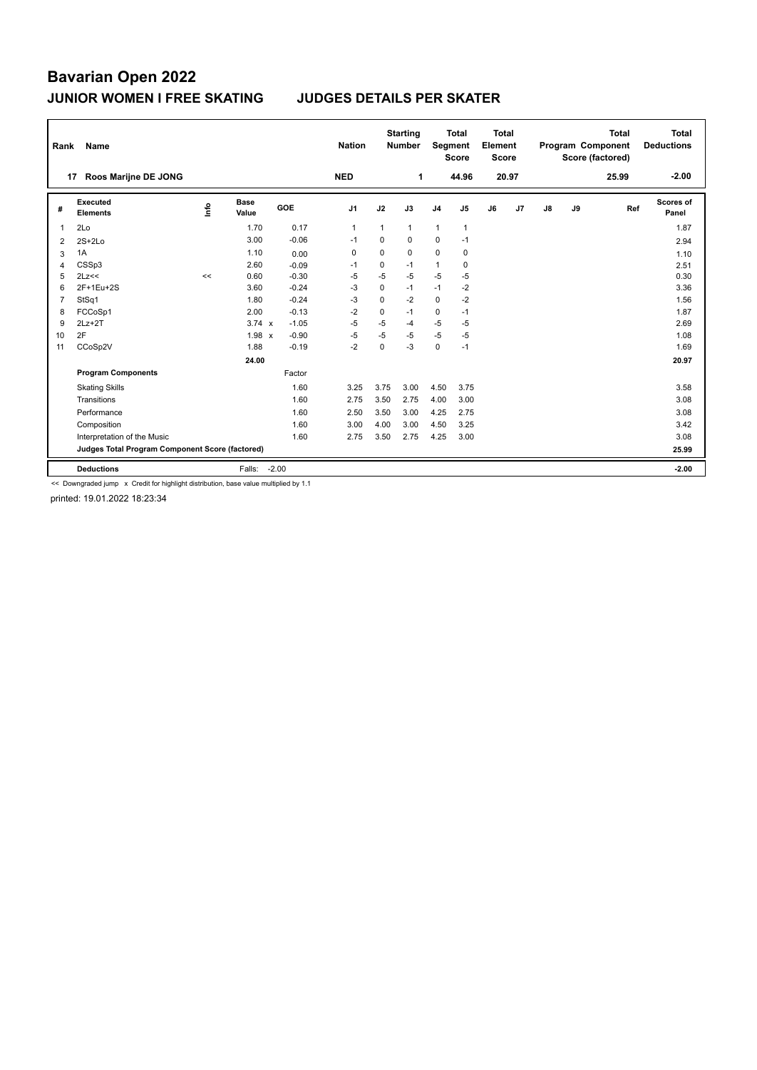# Bavarian Open 2022

## JUNIOR WOMEN I FREE SKATING    JUDGES DETAILS PER SKATER

| Rank | Name | Nation | Starting Number | Total Segment Score | Total Element Score | Total Program Component Score (factored) | Total Deductions |
|---|---|---|---|---|---|---|---|
| 17 | Roos Marijne DE JONG | NED | 1 | 44.96 | 20.97 | 25.99 | -2.00 |

| # | Executed Elements | Info | Base Value | | GOE | J1 | J2 | J3 | J4 | J5 | J6 | J7 | J8 | J9 | Ref | Scores of Panel |
|---|---|---|---|---|---|---|---|---|---|---|---|---|---|---|---|---|
| 1 | 2Lo | | 1.70 | | 0.17 | 1 | 1 | 1 | 1 | 1 | | | | | | 1.87 |
| 2 | 2S+2Lo | | 3.00 | | -0.06 | -1 | 0 | 0 | 0 | -1 | | | | | | 2.94 |
| 3 | 1A | | 1.10 | | 0.00 | 0 | 0 | 0 | 0 | 0 | | | | | | 1.10 |
| 4 | CSSp3 | | 2.60 | | -0.09 | -1 | 0 | -1 | 1 | 0 | | | | | | 2.51 |
| 5 | 2Lz<< | << | 0.60 | | -0.30 | -5 | -5 | -5 | -5 | -5 | | | | | | 0.30 |
| 6 | 2F+1Eu+2S | | 3.60 | | -0.24 | -3 | 0 | -1 | -1 | -2 | | | | | | 3.36 |
| 7 | StSq1 | | 1.80 | | -0.24 | -3 | 0 | -2 | 0 | -2 | | | | | | 1.56 |
| 8 | FCCoSp1 | | 2.00 | | -0.13 | -2 | 0 | -1 | 0 | -1 | | | | | | 1.87 |
| 9 | 2Lz+2T | | 3.74 | x | -1.05 | -5 | -5 | -4 | -5 | -5 | | | | | | 2.69 |
| 10 | 2F | | 1.98 | x | -0.90 | -5 | -5 | -5 | -5 | -5 | | | | | | 1.08 |
| 11 | CCoSp2V | | 1.88 | | -0.19 | -2 | 0 | -3 | 0 | -1 | | | | | | 1.69 |
| | | | 24.00 | | | | | | | | | | | | | 20.97 |
| | **Program Components** | | | | Factor | | | | | | | | | | | |
| | Skating Skills | | | | 1.60 | 3.25 | 3.75 | 3.00 | 4.50 | 3.75 | | | | | | 3.58 |
| | Transitions | | | | 1.60 | 2.75 | 3.50 | 2.75 | 4.00 | 3.00 | | | | | | 3.08 |
| | Performance | | | | 1.60 | 2.50 | 3.50 | 3.00 | 4.25 | 2.75 | | | | | | 3.08 |
| | Composition | | | | 1.60 | 3.00 | 4.00 | 3.00 | 4.50 | 3.25 | | | | | | 3.42 |
| | Interpretation of the Music | | | | 1.60 | 2.75 | 3.50 | 2.75 | 4.25 | 3.00 | | | | | | 3.08 |
| | **Judges Total Program Component Score (factored)** | | | | | | | | | | | | | | | 25.99 |
| | **Deductions** | | Falls: | | -2.00 | | | | | | | | | | | -2.00 |

<< Downgraded jump x Credit for highlight distribution, base value multiplied by 1.1

printed: 19.01.2022 18:23:34